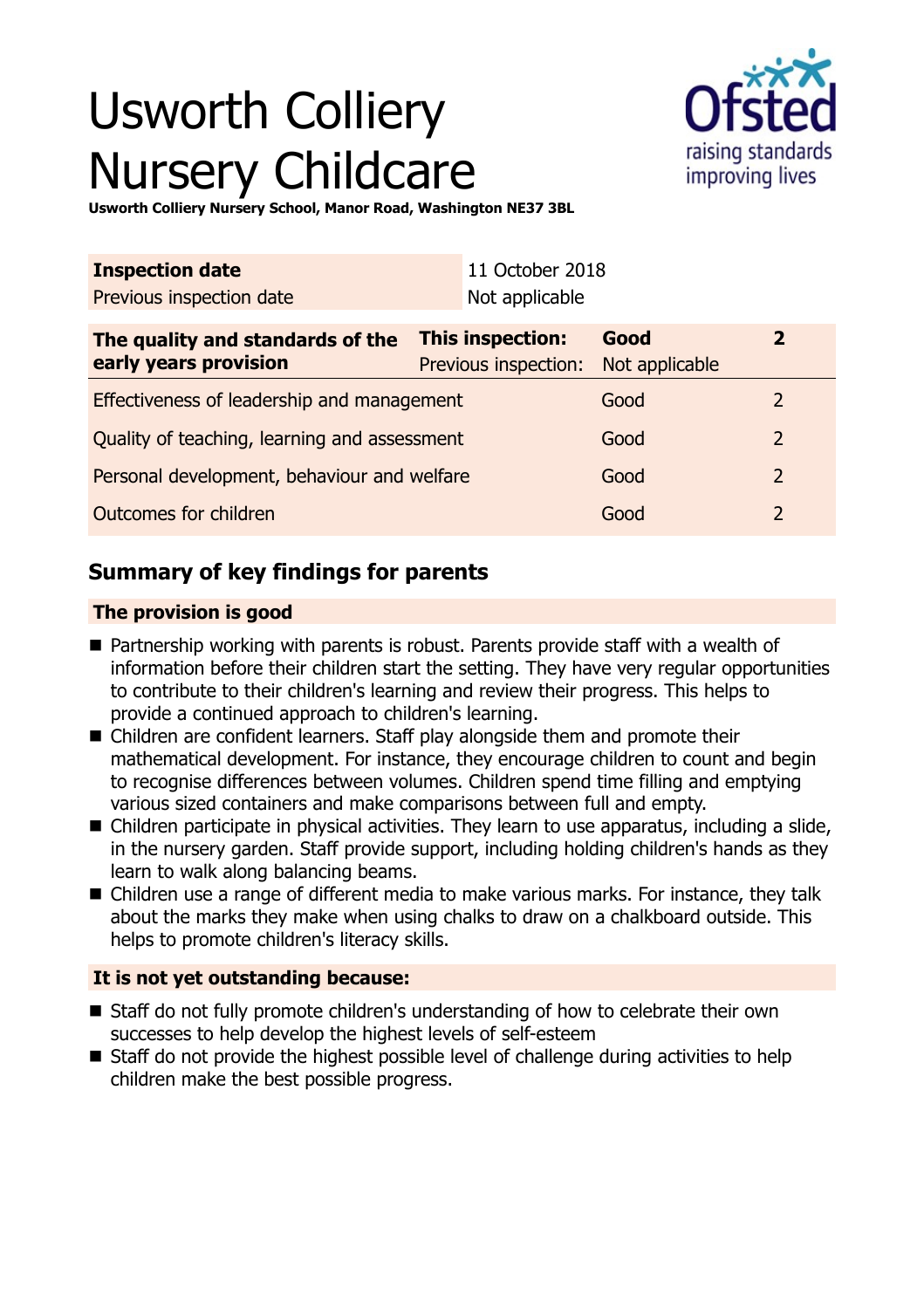# Usworth Colliery Nursery Childcare

**Usworth Colliery Nursery School, Manor Road, Washington NE37 3BL**

| **Inspection date** | 11 October 2018 |
| --- | --- |
| Previous inspection date | Not applicable |

| **The quality and standards of the early years provision** | **This inspection:** | **Good** | **2** |
| --- | --- | --- | --- |
| | Previous inspection: | Not applicable | |
| Effectiveness of leadership and management | | Good | 2 |
| Quality of teaching, learning and assessment | | Good | 2 |
| Personal development, behaviour and welfare | | Good | 2 |
| Outcomes for children | | Good | 2 |

## Summary of key findings for parents

**The provision is good**

- Partnership working with parents is robust. Parents provide staff with a wealth of information before their children start the setting. They have very regular opportunities to contribute to their children's learning and review their progress. This helps to provide a continued approach to children's learning.
- Children are confident learners. Staff play alongside them and promote their mathematical development. For instance, they encourage children to count and begin to recognise differences between volumes. Children spend time filling and emptying various sized containers and make comparisons between full and empty.
- Children participate in physical activities. They learn to use apparatus, including a slide, in the nursery garden. Staff provide support, including holding children's hands as they learn to walk along balancing beams.
- Children use a range of different media to make various marks. For instance, they talk about the marks they make when using chalks to draw on a chalkboard outside. This helps to promote children's literacy skills.

**It is not yet outstanding because:**

- Staff do not fully promote children's understanding of how to celebrate their own successes to help develop the highest levels of self-esteem
- Staff do not provide the highest possible level of challenge during activities to help children make the best possible progress.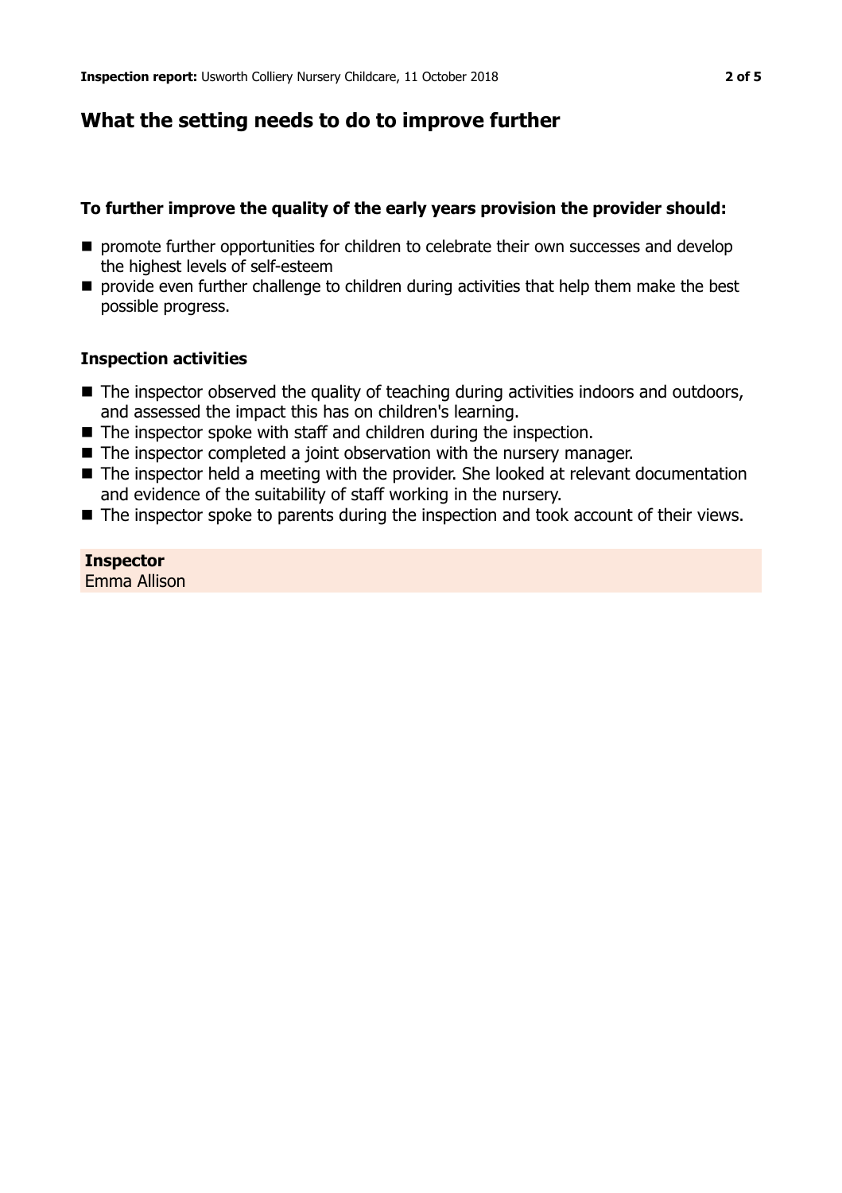## What the setting needs to do to improve further

### To further improve the quality of the early years provision the provider should:

- promote further opportunities for children to celebrate their own successes and develop the highest levels of self-esteem
- provide even further challenge to children during activities that help them make the best possible progress.

### Inspection activities

- The inspector observed the quality of teaching during activities indoors and outdoors, and assessed the impact this has on children's learning.
- The inspector spoke with staff and children during the inspection.
- The inspector completed a joint observation with the nursery manager.
- The inspector held a meeting with the provider. She looked at relevant documentation and evidence of the suitability of staff working in the nursery.
- The inspector spoke to parents during the inspection and took account of their views.

**Inspector**
Emma Allison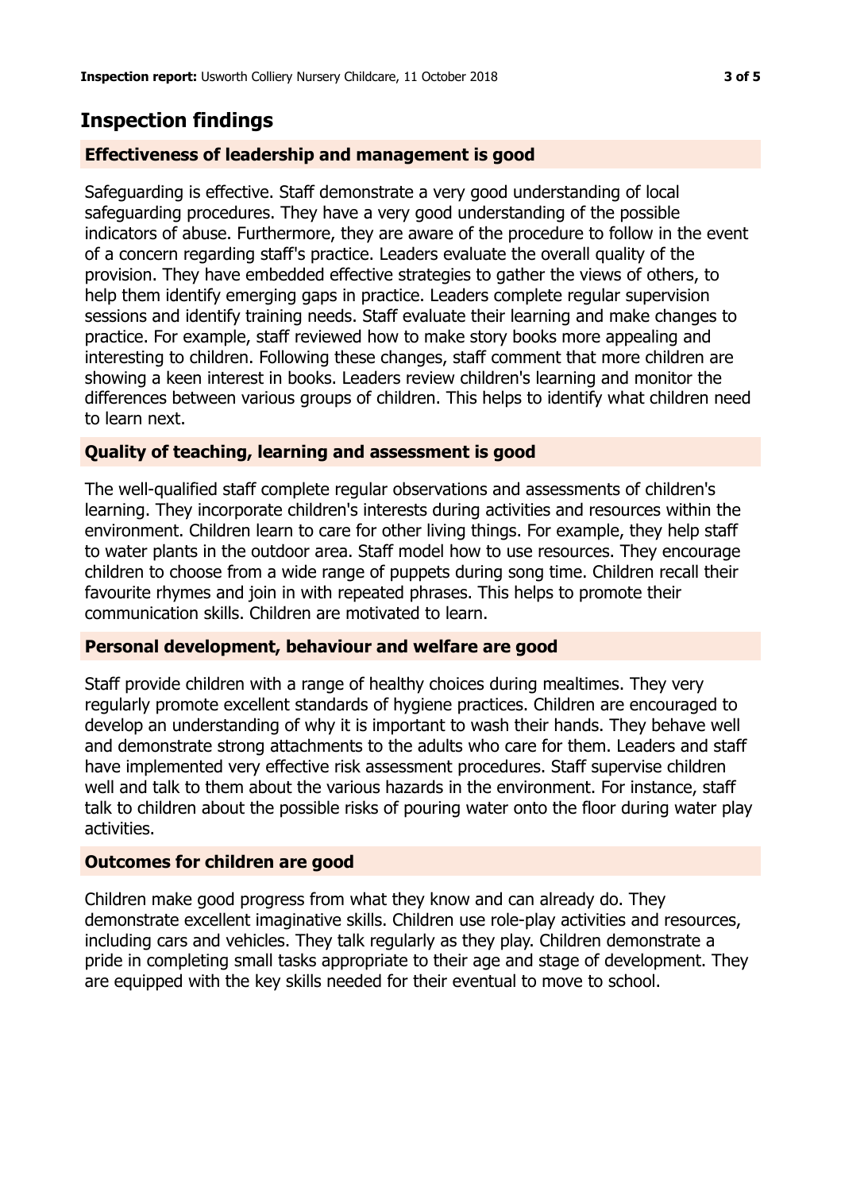## Inspection findings

### Effectiveness of leadership and management is good

Safeguarding is effective. Staff demonstrate a very good understanding of local safeguarding procedures. They have a very good understanding of the possible indicators of abuse. Furthermore, they are aware of the procedure to follow in the event of a concern regarding staff's practice. Leaders evaluate the overall quality of the provision. They have embedded effective strategies to gather the views of others, to help them identify emerging gaps in practice. Leaders complete regular supervision sessions and identify training needs. Staff evaluate their learning and make changes to practice. For example, staff reviewed how to make story books more appealing and interesting to children. Following these changes, staff comment that more children are showing a keen interest in books. Leaders review children's learning and monitor the differences between various groups of children. This helps to identify what children need to learn next.

### Quality of teaching, learning and assessment is good

The well-qualified staff complete regular observations and assessments of children's learning. They incorporate children's interests during activities and resources within the environment. Children learn to care for other living things. For example, they help staff to water plants in the outdoor area. Staff model how to use resources. They encourage children to choose from a wide range of puppets during song time. Children recall their favourite rhymes and join in with repeated phrases. This helps to promote their communication skills. Children are motivated to learn.

### Personal development, behaviour and welfare are good

Staff provide children with a range of healthy choices during mealtimes. They very regularly promote excellent standards of hygiene practices. Children are encouraged to develop an understanding of why it is important to wash their hands. They behave well and demonstrate strong attachments to the adults who care for them. Leaders and staff have implemented very effective risk assessment procedures. Staff supervise children well and talk to them about the various hazards in the environment. For instance, staff talk to children about the possible risks of pouring water onto the floor during water play activities.

### Outcomes for children are good

Children make good progress from what they know and can already do. They demonstrate excellent imaginative skills. Children use role-play activities and resources, including cars and vehicles. They talk regularly as they play. Children demonstrate a pride in completing small tasks appropriate to their age and stage of development. They are equipped with the key skills needed for their eventual to move to school.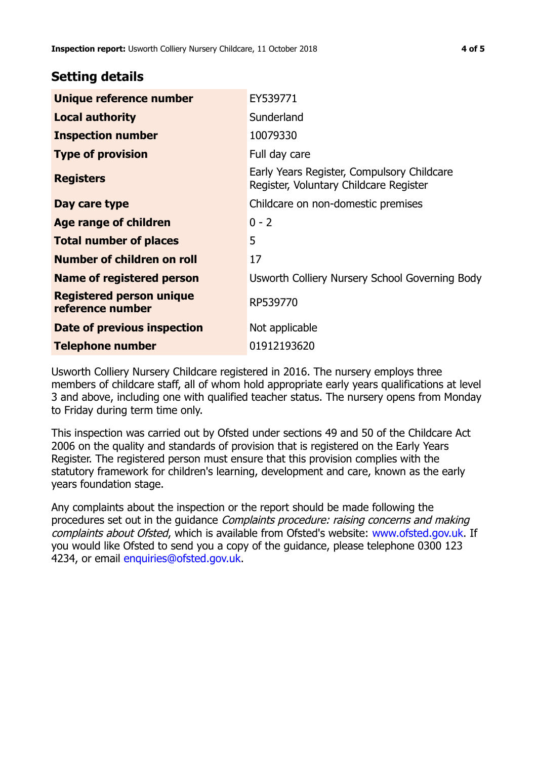## Setting details

| | |
|---|---|
| **Unique reference number** | EY539771 |
| **Local authority** | Sunderland |
| **Inspection number** | 10079330 |
| **Type of provision** | Full day care |
| **Registers** | Early Years Register, Compulsory Childcare Register, Voluntary Childcare Register |
| **Day care type** | Childcare on non-domestic premises |
| **Age range of children** | 0 - 2 |
| **Total number of places** | 5 |
| **Number of children on roll** | 17 |
| **Name of registered person** | Usworth Colliery Nursery School Governing Body |
| **Registered person unique reference number** | RP539770 |
| **Date of previous inspection** | Not applicable |
| **Telephone number** | 01912193620 |

Usworth Colliery Nursery Childcare registered in 2016. The nursery employs three members of childcare staff, all of whom hold appropriate early years qualifications at level 3 and above, including one with qualified teacher status. The nursery opens from Monday to Friday during term time only.

This inspection was carried out by Ofsted under sections 49 and 50 of the Childcare Act 2006 on the quality and standards of provision that is registered on the Early Years Register. The registered person must ensure that this provision complies with the statutory framework for children's learning, development and care, known as the early years foundation stage.

Any complaints about the inspection or the report should be made following the procedures set out in the guidance *Complaints procedure: raising concerns and making complaints about Ofsted*, which is available from Ofsted's website: www.ofsted.gov.uk. If you would like Ofsted to send you a copy of the guidance, please telephone 0300 123 4234, or email enquiries@ofsted.gov.uk.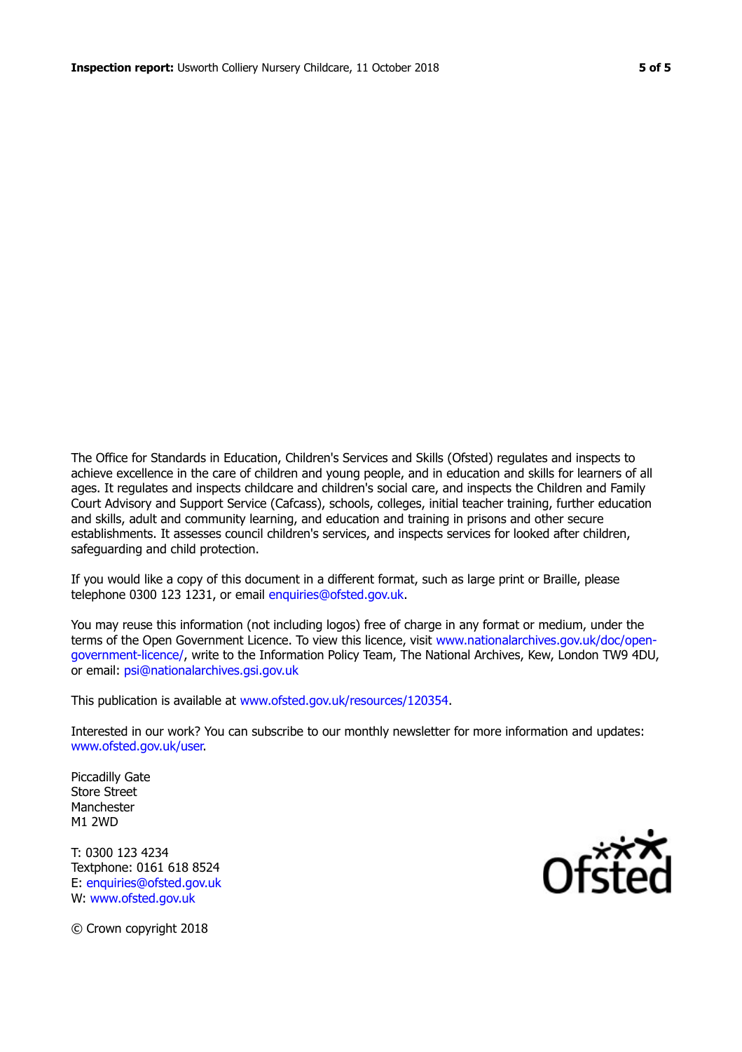The Office for Standards in Education, Children's Services and Skills (Ofsted) regulates and inspects to achieve excellence in the care of children and young people, and in education and skills for learners of all ages. It regulates and inspects childcare and children's social care, and inspects the Children and Family Court Advisory and Support Service (Cafcass), schools, colleges, initial teacher training, further education and skills, adult and community learning, and education and training in prisons and other secure establishments. It assesses council children's services, and inspects services for looked after children, safeguarding and child protection.

If you would like a copy of this document in a different format, such as large print or Braille, please telephone 0300 123 1231, or email enquiries@ofsted.gov.uk.

You may reuse this information (not including logos) free of charge in any format or medium, under the terms of the Open Government Licence. To view this licence, visit www.nationalarchives.gov.uk/doc/open-government-licence/, write to the Information Policy Team, The National Archives, Kew, London TW9 4DU, or email: psi@nationalarchives.gsi.gov.uk

This publication is available at www.ofsted.gov.uk/resources/120354.

Interested in our work? You can subscribe to our monthly newsletter for more information and updates: www.ofsted.gov.uk/user.

Piccadilly Gate
Store Street
Manchester
M1 2WD

T: 0300 123 4234
Textphone: 0161 618 8524
E: enquiries@ofsted.gov.uk
W: www.ofsted.gov.uk

© Crown copyright 2018